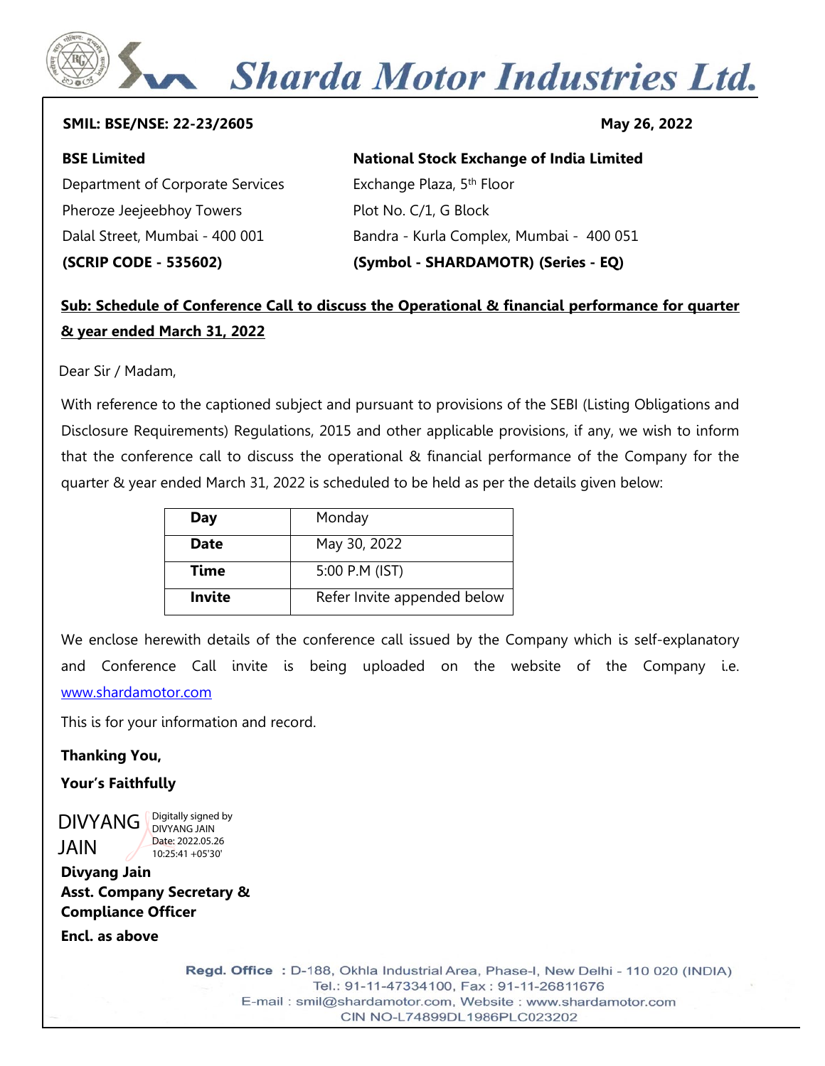# Sharda Motor Industries Ltd.

**SMIL: BSE/NSE: 22-23/2605** **May 26, 2022**

**BSE Limited**
Department of Corporate Services
Pheroze Jeejeebhoy Towers
Dalal Street, Mumbai - 400 001
**(SCRIP CODE - 535602)**

**National Stock Exchange of India Limited**
Exchange Plaza, 5th Floor
Plot No. C/1, G Block
Bandra - Kurla Complex, Mumbai - 400 051
**(Symbol - SHARDAMOTR) (Series - EQ)**

**Sub: Schedule of Conference Call to discuss the Operational & financial performance for quarter & year ended March 31, 2022**

Dear Sir / Madam,

With reference to the captioned subject and pursuant to provisions of the SEBI (Listing Obligations and Disclosure Requirements) Regulations, 2015 and other applicable provisions, if any, we wish to inform that the conference call to discuss the operational & financial performance of the Company for the quarter & year ended March 31, 2022 is scheduled to be held as per the details given below:

| **Day** | Monday |
|---|---|
| **Date** | May 30, 2022 |
| **Time** | 5:00 P.M (IST) |
| **Invite** | Refer Invite appended below |

We enclose herewith details of the conference call issued by the Company which is self-explanatory and Conference Call invite is being uploaded on the website of the Company i.e. www.shardamotor.com

This is for your information and record.

**Thanking You,**

**Your's Faithfully**

DIVYANG JAIN
Digitally signed by DIVYANG JAIN
Date: 2022.05.26 10:25:41 +05'30'

**Divyang Jain**
**Asst. Company Secretary & Compliance Officer**

**Encl. as above**

**Regd. Office** : D-188, Okhla Industrial Area, Phase-I, New Delhi - 110 020 (INDIA)
Tel.: 91-11-47334100, Fax : 91-11-26811676
E-mail : smil@shardamotor.com, Website : www.shardamotor.com
CIN NO-L74899DL1986PLC023202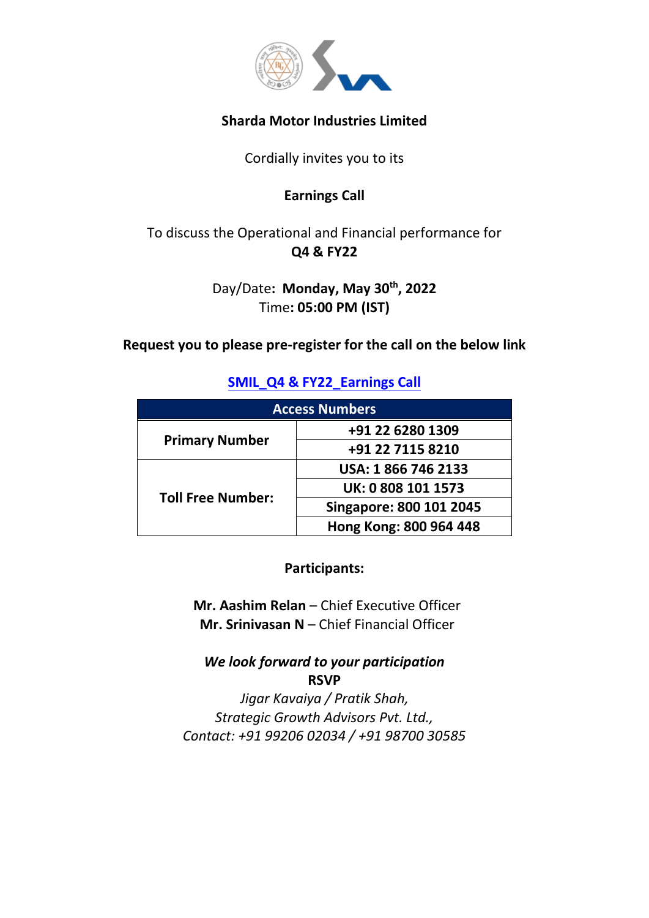**Sharda Motor Industries Limited**

Cordially invites you to its

**Earnings Call**

To discuss the Operational and Financial performance for
**Q4 & FY22**

Day/Date**: Monday, May 30th, 2022**
Time**: 05:00 PM (IST)**

**Request you to please pre-register for the call on the below link**

**SMIL_Q4 & FY22_Earnings Call**

| Access Numbers | |
|---|---|
| **Primary Number** | **+91 22 6280 1309** |
| | **+91 22 7115 8210** |
| **Toll Free Number:** | **USA: 1 866 746 2133** |
| | **UK: 0 808 101 1573** |
| | **Singapore: 800 101 2045** |
| | **Hong Kong: 800 964 448** |

**Participants:**

**Mr. Aashim Relan** – Chief Executive Officer
**Mr. Srinivasan N** – Chief Financial Officer

***We look forward to your participation***
**RSVP**
*Jigar Kavaiya / Pratik Shah,*
*Strategic Growth Advisors Pvt. Ltd.,*
*Contact: +91 99206 02034 / +91 98700 30585*